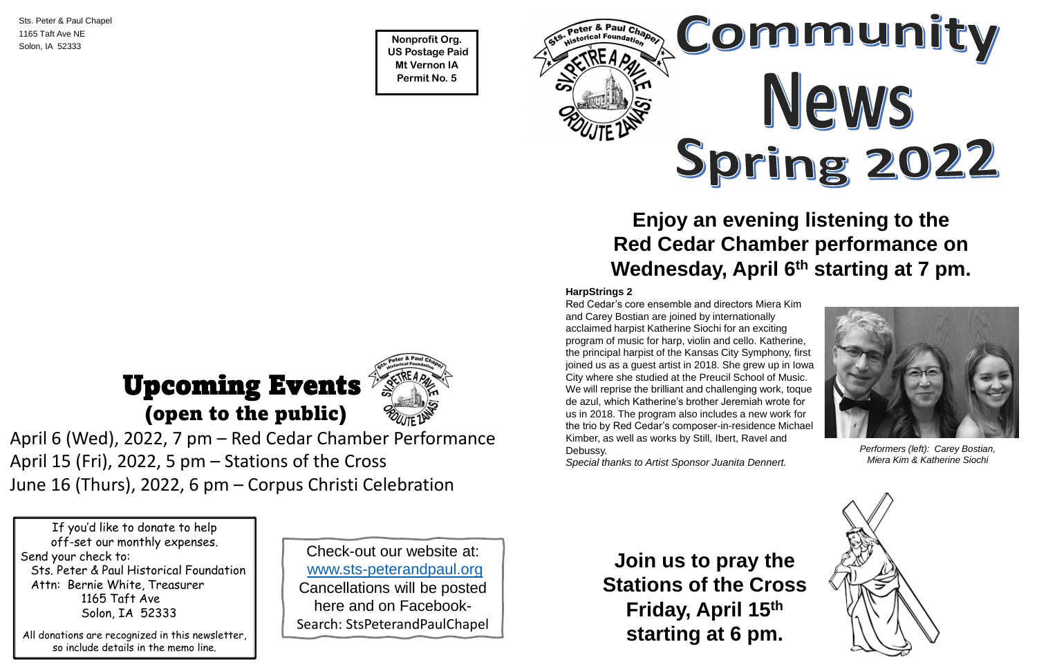Sts. Peter & Paul Chapel
1165 Taft Ave NE
Solon, IA 52333

**Nonprofit Org.**
**US Postage Paid**
**Mt Vernon IA**
**Permit No. 5**

# Community News Spring 2022

## Upcoming Events (open to the public)

April 6 (Wed), 2022, 7 pm – Red Cedar Chamber Performance
April 15 (Fri), 2022, 5 pm – Stations of the Cross
June 16 (Thurs), 2022, 6 pm – Corpus Christi Celebration

If you'd like to donate to help off-set our monthly expenses.
Send your check to:
Sts. Peter & Paul Historical Foundation
Attn: Bernie White, Treasurer
1165 Taft Ave
Solon, IA 52333

All donations are recognized in this newsletter, so include details in the memo line.

Check-out our website at:
www.sts-peterandpaul.org
Cancellations will be posted here and on Facebook-
Search: StsPeterandPaulChapel

## Enjoy an evening listening to the Red Cedar Chamber performance on Wednesday, April 6th starting at 7 pm.

**HarpStrings 2**

Red Cedar's core ensemble and directors Miera Kim and Carey Bostian are joined by internationally acclaimed harpist Katherine Siochi for an exciting program of music for harp, violin and cello. Katherine, the principal harpist of the Kansas City Symphony, first joined us as a guest artist in 2018. She grew up in Iowa City where she studied at the Preucil School of Music. We will reprise the brilliant and challenging work, toque de azul, which Katherine's brother Jeremiah wrote for us in 2018. The program also includes a new work for the trio by Red Cedar's composer-in-residence Michael Kimber, as well as works by Still, Ibert, Ravel and Debussy.

*Special thanks to Artist Sponsor Juanita Dennert.*

*Performers (left): Carey Bostian, Miera Kim & Katherine Siochi*

## Join us to pray the Stations of the Cross Friday, April 15th starting at 6 pm.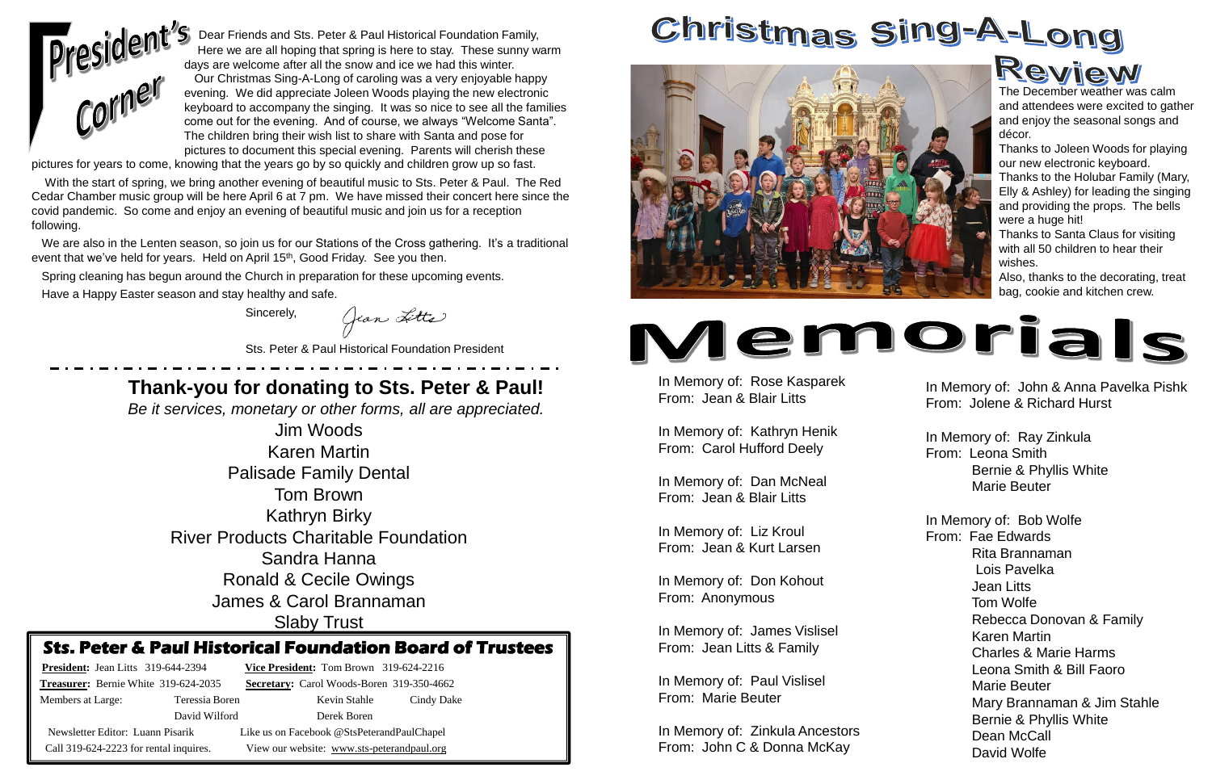# President's Corner

Dear Friends and Sts. Peter & Paul Historical Foundation Family,

Here we are all hoping that spring is here to stay. These sunny warm days are welcome after all the snow and ice we had this winter.

Our Christmas Sing-A-Long of caroling was a very enjoyable happy evening. We did appreciate Joleen Woods playing the new electronic keyboard to accompany the singing. It was so nice to see all the families come out for the evening. And of course, we always "Welcome Santa". The children bring their wish list to share with Santa and pose for pictures to document this special evening. Parents will cherish these pictures for years to come, knowing that the years go by so quickly and children grow up so fast.

With the start of spring, we bring another evening of beautiful music to Sts. Peter & Paul. The Red Cedar Chamber music group will be here April 6 at 7 pm. We have missed their concert here since the covid pandemic. So come and enjoy an evening of beautiful music and join us for a reception following.

We are also in the Lenten season, so join us for our Stations of the Cross gathering. It's a traditional event that we've held for years. Held on April 15th, Good Friday. See you then.

Spring cleaning has begun around the Church in preparation for these upcoming events.

Have a Happy Easter season and stay healthy and safe.

Sincerely,

Jean Litts

Sts. Peter & Paul Historical Foundation President

## Thank-you for donating to Sts. Peter & Paul!

*Be it services, monetary or other forms, all are appreciated.*

Jim Woods
Karen Martin
Palisade Family Dental
Tom Brown
Kathryn Birky
River Products Charitable Foundation
Sandra Hanna
Ronald & Cecile Owings
James & Carol Brannaman
Slaby Trust

## Sts. Peter & Paul Historical Foundation Board of Trustees

**President:** Jean Litts 319-644-2394
**Vice President:** Tom Brown 319-624-2216
**Treasurer:** Bernie White 319-624-2035
**Secretary:** Carol Woods-Boren 319-350-4662

Members at Large: Teressia Boren, Kevin Stahle, Cindy Dake, David Wilford, Derek Boren

Newsletter Editor: Luann Pisarik
Like us on Facebook @StsPeterandPaulChapel
Call 319-624-2223 for rental inquires.
View our website: www.sts-peterandpaul.org

# Christmas Sing-A-Long Review

The December weather was calm and attendees were excited to gather and enjoy the seasonal songs and décor.

Thanks to Joleen Woods for playing our new electronic keyboard.

Thanks to the Holubar Family (Mary, Elly & Ashley) for leading the singing and providing the props. The bells were a huge hit!

Thanks to Santa Claus for visiting with all 50 children to hear their wishes.

Also, thanks to the decorating, treat bag, cookie and kitchen crew.

# Memorials

In Memory of: Rose Kasparek
From: Jean & Blair Litts

In Memory of: Kathryn Henik
From: Carol Hufford Deely

In Memory of: Dan McNeal
From: Jean & Blair Litts

In Memory of: Liz Kroul
From: Jean & Kurt Larsen

In Memory of: Don Kohout
From: Anonymous

In Memory of: James Vislisel
From: Jean Litts & Family

In Memory of: Paul Vislisel
From: Marie Beuter

In Memory of: Zinkula Ancestors
From: John C & Donna McKay

In Memory of: John & Anna Pavelka Pishk
From: Jolene & Richard Hurst

In Memory of: Ray Zinkula
From: Leona Smith
Bernie & Phyllis White
Marie Beuter

In Memory of: Bob Wolfe
From: Fae Edwards
Rita Brannaman
Lois Pavelka
Jean Litts
Tom Wolfe
Rebecca Donovan & Family
Karen Martin
Charles & Marie Harms
Leona Smith & Bill Faoro
Marie Beuter
Mary Brannaman & Jim Stahle
Bernie & Phyllis White
Dean McCall
David Wolfe